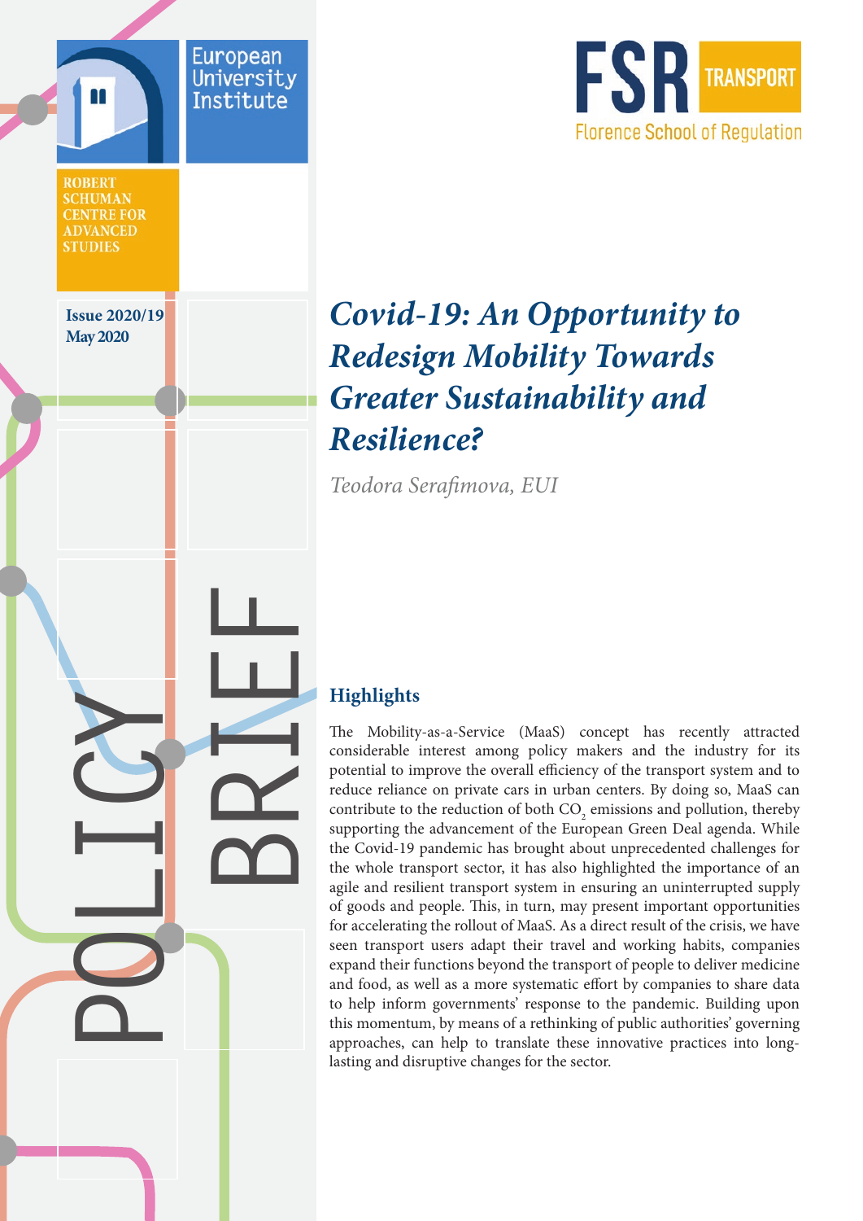European University Institute

ROBERT SCHUMAN CENTRE FOR ADVANCED STUDIES

FSR TRANSPORT

Florence School of Regulation

Issue 2020/19
May 2020

POLICY BRIEF

# *Covid-19: An Opportunity to Redesign Mobility Towards Greater Sustainability and Resilience?*

*Teodora Serafimova, EUI*

## Highlights

The Mobility-as-a-Service (MaaS) concept has recently attracted considerable interest among policy makers and the industry for its potential to improve the overall efficiency of the transport system and to reduce reliance on private cars in urban centers. By doing so, MaaS can contribute to the reduction of both $CO_2$ emissions and pollution, thereby supporting the advancement of the European Green Deal agenda. While the Covid-19 pandemic has brought about unprecedented challenges for the whole transport sector, it has also highlighted the importance of an agile and resilient transport system in ensuring an uninterrupted supply of goods and people. This, in turn, may present important opportunities for accelerating the rollout of MaaS. As a direct result of the crisis, we have seen transport users adapt their travel and working habits, companies expand their functions beyond the transport of people to deliver medicine and food, as well as a more systematic effort by companies to share data to help inform governments' response to the pandemic. Building upon this momentum, by means of a rethinking of public authorities' governing approaches, can help to translate these innovative practices into long-lasting and disruptive changes for the sector.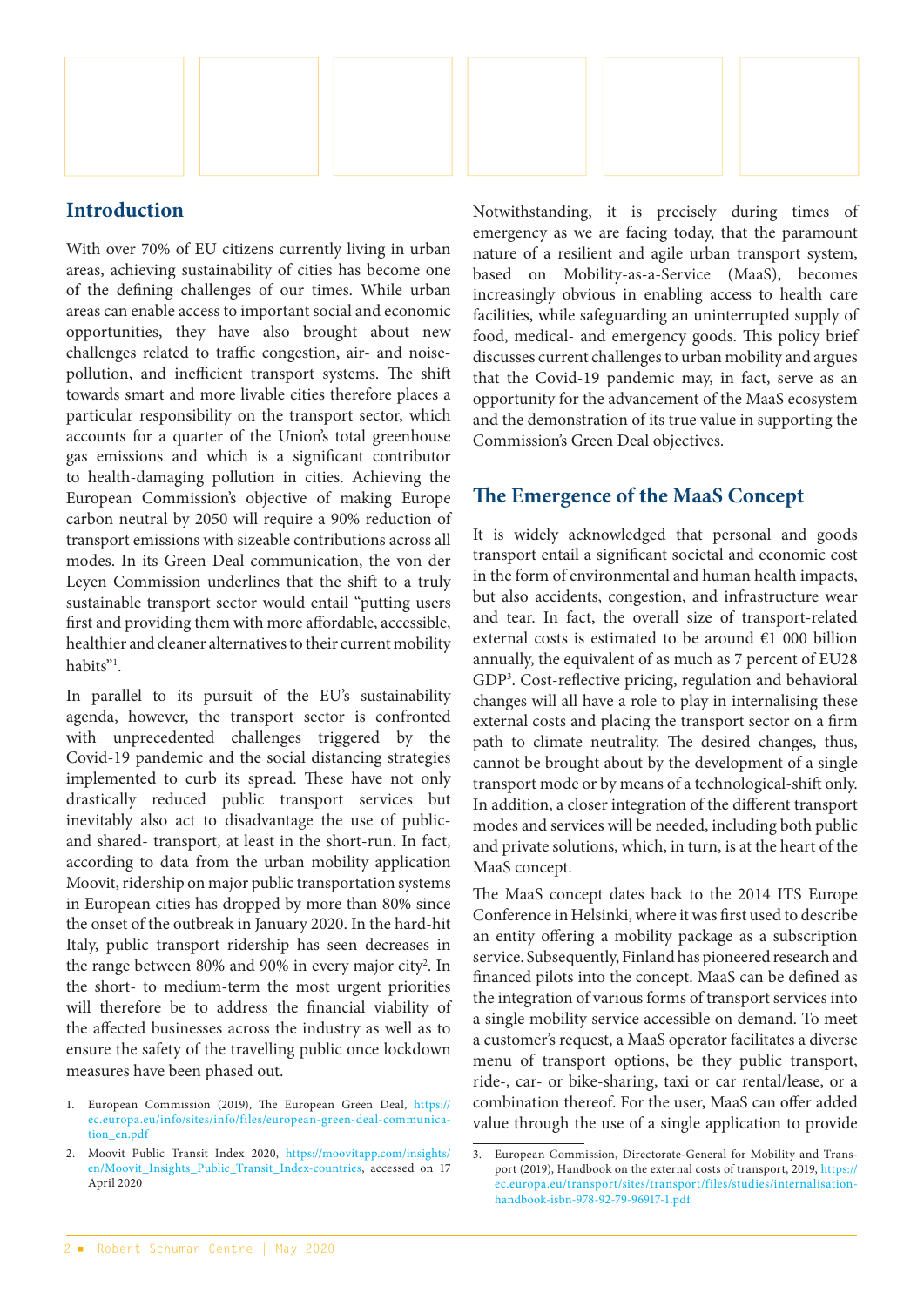## Introduction

With over 70% of EU citizens currently living in urban areas, achieving sustainability of cities has become one of the defining challenges of our times. While urban areas can enable access to important social and economic opportunities, they have also brought about new challenges related to traffic congestion, air- and noise-pollution, and inefficient transport systems. The shift towards smart and more livable cities therefore places a particular responsibility on the transport sector, which accounts for a quarter of the Union's total greenhouse gas emissions and which is a significant contributor to health-damaging pollution in cities. Achieving the European Commission's objective of making Europe carbon neutral by 2050 will require a 90% reduction of transport emissions with sizeable contributions across all modes. In its Green Deal communication, the von der Leyen Commission underlines that the shift to a truly sustainable transport sector would entail "putting users first and providing them with more affordable, accessible, healthier and cleaner alternatives to their current mobility habits"[1].

In parallel to its pursuit of the EU's sustainability agenda, however, the transport sector is confronted with unprecedented challenges triggered by the Covid-19 pandemic and the social distancing strategies implemented to curb its spread. These have not only drastically reduced public transport services but inevitably also act to disadvantage the use of public- and shared- transport, at least in the short-run. In fact, according to data from the urban mobility application Moovit, ridership on major public transportation systems in European cities has dropped by more than 80% since the onset of the outbreak in January 2020. In the hard-hit Italy, public transport ridership has seen decreases in the range between 80% and 90% in every major city[2]. In the short- to medium-term the most urgent priorities will therefore be to address the financial viability of the affected businesses across the industry as well as to ensure the safety of the travelling public once lockdown measures have been phased out.

1. European Commission (2019), The European Green Deal, https://ec.europa.eu/info/sites/info/files/european-green-deal-communication_en.pdf

2. Moovit Public Transit Index 2020, https://moovitapp.com/insights/en/Moovit_Insights_Public_Transit_Index-countries, accessed on 17 April 2020

Notwithstanding, it is precisely during times of emergency as we are facing today, that the paramount nature of a resilient and agile urban transport system, based on Mobility-as-a-Service (MaaS), becomes increasingly obvious in enabling access to health care facilities, while safeguarding an uninterrupted supply of food, medical- and emergency goods. This policy brief discusses current challenges to urban mobility and argues that the Covid-19 pandemic may, in fact, serve as an opportunity for the advancement of the MaaS ecosystem and the demonstration of its true value in supporting the Commission's Green Deal objectives.

## The Emergence of the MaaS Concept

It is widely acknowledged that personal and goods transport entail a significant societal and economic cost in the form of environmental and human health impacts, but also accidents, congestion, and infrastructure wear and tear. In fact, the overall size of transport-related external costs is estimated to be around €1 000 billion annually, the equivalent of as much as 7 percent of EU28 GDP[3]. Cost-reflective pricing, regulation and behavioral changes will all have a role to play in internalising these external costs and placing the transport sector on a firm path to climate neutrality. The desired changes, thus, cannot be brought about by the development of a single transport mode or by means of a technological-shift only. In addition, a closer integration of the different transport modes and services will be needed, including both public and private solutions, which, in turn, is at the heart of the MaaS concept.

The MaaS concept dates back to the 2014 ITS Europe Conference in Helsinki, where it was first used to describe an entity offering a mobility package as a subscription service. Subsequently, Finland has pioneered research and financed pilots into the concept. MaaS can be defined as the integration of various forms of transport services into a single mobility service accessible on demand. To meet a customer's request, a MaaS operator facilitates a diverse menu of transport options, be they public transport, ride-, car- or bike-sharing, taxi or car rental/lease, or a combination thereof. For the user, MaaS can offer added value through the use of a single application to provide

3. European Commission, Directorate-General for Mobility and Transport (2019), Handbook on the external costs of transport, 2019, https://ec.europa.eu/transport/sites/transport/files/studies/internalisation-handbook-isbn-978-92-79-96917-1.pdf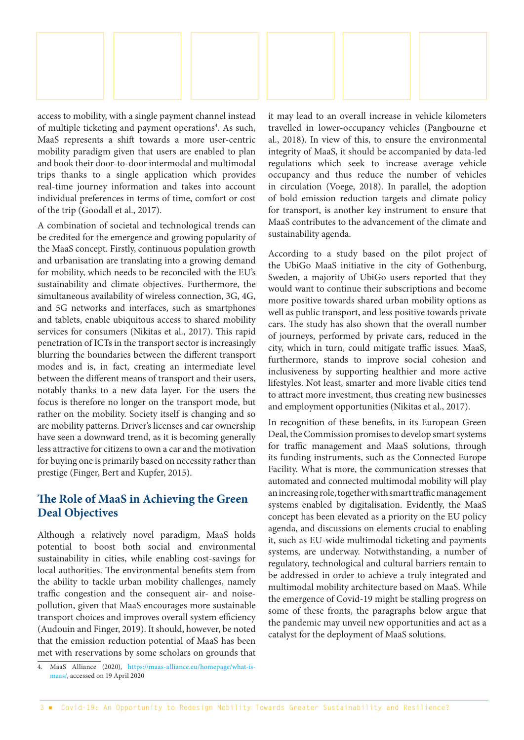access to mobility, with a single payment channel instead of multiple ticketing and payment operations[4]. As such, MaaS represents a shift towards a more user-centric mobility paradigm given that users are enabled to plan and book their door-to-door intermodal and multimodal trips thanks to a single application which provides real-time journey information and takes into account individual preferences in terms of time, comfort or cost of the trip (Goodall et al., 2017).

A combination of societal and technological trends can be credited for the emergence and growing popularity of the MaaS concept. Firstly, continuous population growth and urbanisation are translating into a growing demand for mobility, which needs to be reconciled with the EU's sustainability and climate objectives. Furthermore, the simultaneous availability of wireless connection, 3G, 4G, and 5G networks and interfaces, such as smartphones and tablets, enable ubiquitous access to shared mobility services for consumers (Nikitas et al., 2017). This rapid penetration of ICTs in the transport sector is increasingly blurring the boundaries between the different transport modes and is, in fact, creating an intermediate level between the different means of transport and their users, notably thanks to a new data layer. For the users the focus is therefore no longer on the transport mode, but rather on the mobility. Society itself is changing and so are mobility patterns. Driver's licenses and car ownership have seen a downward trend, as it is becoming generally less attractive for citizens to own a car and the motivation for buying one is primarily based on necessity rather than prestige (Finger, Bert and Kupfer, 2015).

## The Role of MaaS in Achieving the Green Deal Objectives

Although a relatively novel paradigm, MaaS holds potential to boost both social and environmental sustainability in cities, while enabling cost-savings for local authorities. The environmental benefits stem from the ability to tackle urban mobility challenges, namely traffic congestion and the consequent air- and noise-pollution, given that MaaS encourages more sustainable transport choices and improves overall system efficiency (Audouin and Finger, 2019). It should, however, be noted that the emission reduction potential of MaaS has been met with reservations by some scholars on grounds that it may lead to an overall increase in vehicle kilometers travelled in lower-occupancy vehicles (Pangbourne et al., 2018). In view of this, to ensure the environmental integrity of MaaS, it should be accompanied by data-led regulations which seek to increase average vehicle occupancy and thus reduce the number of vehicles in circulation (Voege, 2018). In parallel, the adoption of bold emission reduction targets and climate policy for transport, is another key instrument to ensure that MaaS contributes to the advancement of the climate and sustainability agenda.

According to a study based on the pilot project of the UbiGo MaaS initiative in the city of Gothenburg, Sweden, a majority of UbiGo users reported that they would want to continue their subscriptions and become more positive towards shared urban mobility options as well as public transport, and less positive towards private cars. The study has also shown that the overall number of journeys, performed by private cars, reduced in the city, which in turn, could mitigate traffic issues. MaaS, furthermore, stands to improve social cohesion and inclusiveness by supporting healthier and more active lifestyles. Not least, smarter and more livable cities tend to attract more investment, thus creating new businesses and employment opportunities (Nikitas et al., 2017).

In recognition of these benefits, in its European Green Deal, the Commission promises to develop smart systems for traffic management and MaaS solutions, through its funding instruments, such as the Connected Europe Facility. What is more, the communication stresses that automated and connected multimodal mobility will play an increasing role, together with smart traffic management systems enabled by digitalisation. Evidently, the MaaS concept has been elevated as a priority on the EU policy agenda, and discussions on elements crucial to enabling it, such as EU-wide multimodal ticketing and payments systems, are underway. Notwithstanding, a number of regulatory, technological and cultural barriers remain to be addressed in order to achieve a truly integrated and multimodal mobility architecture based on MaaS. While the emergence of Covid-19 might be stalling progress on some of these fronts, the paragraphs below argue that the pandemic may unveil new opportunities and act as a catalyst for the deployment of MaaS solutions.

4. MaaS Alliance (2020), https://maas-alliance.eu/homepage/what-is-maas/, accessed on 19 April 2020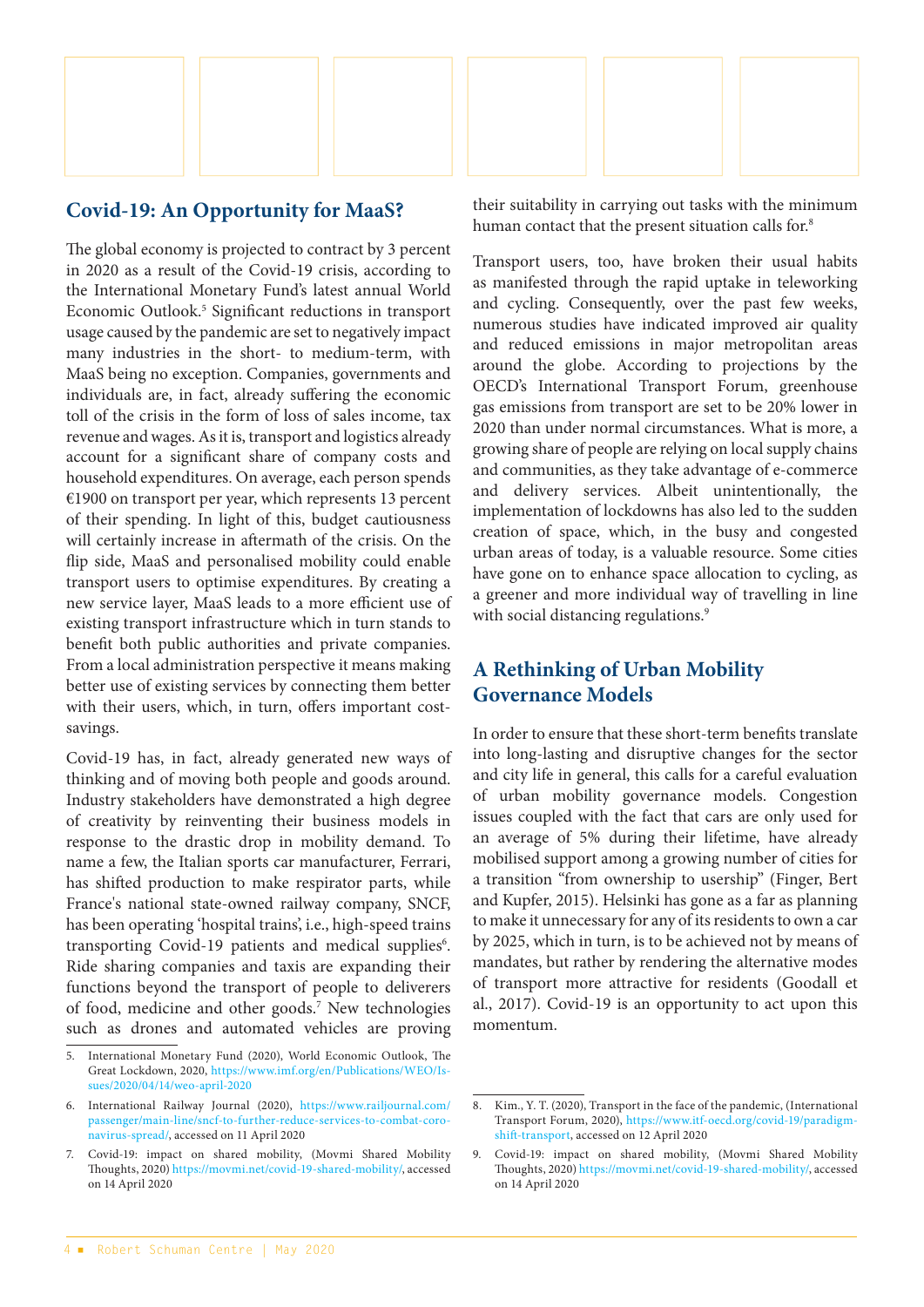## Covid-19: An Opportunity for MaaS?

The global economy is projected to contract by 3 percent in 2020 as a result of the Covid-19 crisis, according to the International Monetary Fund's latest annual World Economic Outlook.[5] Significant reductions in transport usage caused by the pandemic are set to negatively impact many industries in the short- to medium-term, with MaaS being no exception. Companies, governments and individuals are, in fact, already suffering the economic toll of the crisis in the form of loss of sales income, tax revenue and wages. As it is, transport and logistics already account for a significant share of company costs and household expenditures. On average, each person spends €1900 on transport per year, which represents 13 percent of their spending. In light of this, budget cautiousness will certainly increase in aftermath of the crisis. On the flip side, MaaS and personalised mobility could enable transport users to optimise expenditures. By creating a new service layer, MaaS leads to a more efficient use of existing transport infrastructure which in turn stands to benefit both public authorities and private companies. From a local administration perspective it means making better use of existing services by connecting them better with their users, which, in turn, offers important cost-savings.

Covid-19 has, in fact, already generated new ways of thinking and of moving both people and goods around. Industry stakeholders have demonstrated a high degree of creativity by reinventing their business models in response to the drastic drop in mobility demand. To name a few, the Italian sports car manufacturer, Ferrari, has shifted production to make respirator parts, while France's national state-owned railway company, SNCF, has been operating 'hospital trains', i.e., high-speed trains transporting Covid-19 patients and medical supplies[6]. Ride sharing companies and taxis are expanding their functions beyond the transport of people to deliverers of food, medicine and other goods.[7] New technologies such as drones and automated vehicles are proving their suitability in carrying out tasks with the minimum human contact that the present situation calls for.[8]

Transport users, too, have broken their usual habits as manifested through the rapid uptake in teleworking and cycling. Consequently, over the past few weeks, numerous studies have indicated improved air quality and reduced emissions in major metropolitan areas around the globe. According to projections by the OECD's International Transport Forum, greenhouse gas emissions from transport are set to be 20% lower in 2020 than under normal circumstances. What is more, a growing share of people are relying on local supply chains and communities, as they take advantage of e-commerce and delivery services. Albeit unintentionally, the implementation of lockdowns has also led to the sudden creation of space, which, in the busy and congested urban areas of today, is a valuable resource. Some cities have gone on to enhance space allocation to cycling, as a greener and more individual way of travelling in line with social distancing regulations.[9]

## A Rethinking of Urban Mobility Governance Models

In order to ensure that these short-term benefits translate into long-lasting and disruptive changes for the sector and city life in general, this calls for a careful evaluation of urban mobility governance models. Congestion issues coupled with the fact that cars are only used for an average of 5% during their lifetime, have already mobilised support among a growing number of cities for a transition "from ownership to usership" (Finger, Bert and Kupfer, 2015). Helsinki has gone as a far as planning to make it unnecessary for any of its residents to own a car by 2025, which in turn, is to be achieved not by means of mandates, but rather by rendering the alternative modes of transport more attractive for residents (Goodall et al., 2017). Covid-19 is an opportunity to act upon this momentum.

5. International Monetary Fund (2020), World Economic Outlook, The Great Lockdown, 2020, https://www.imf.org/en/Publications/WEO/Issues/2020/04/14/weo-april-2020

6. International Railway Journal (2020), https://www.railjournal.com/passenger/main-line/sncf-to-further-reduce-services-to-combat-coronavirus-spread/, accessed on 11 April 2020

7. Covid-19: impact on shared mobility, (Movmi Shared Mobility Thoughts, 2020) https://movmi.net/covid-19-shared-mobility/, accessed on 14 April 2020

8. Kim., Y. T. (2020), Transport in the face of the pandemic, (International Transport Forum, 2020), https://www.itf-oecd.org/covid-19/paradigm-shift-transport, accessed on 12 April 2020

9. Covid-19: impact on shared mobility, (Movmi Shared Mobility Thoughts, 2020) https://movmi.net/covid-19-shared-mobility/, accessed on 14 April 2020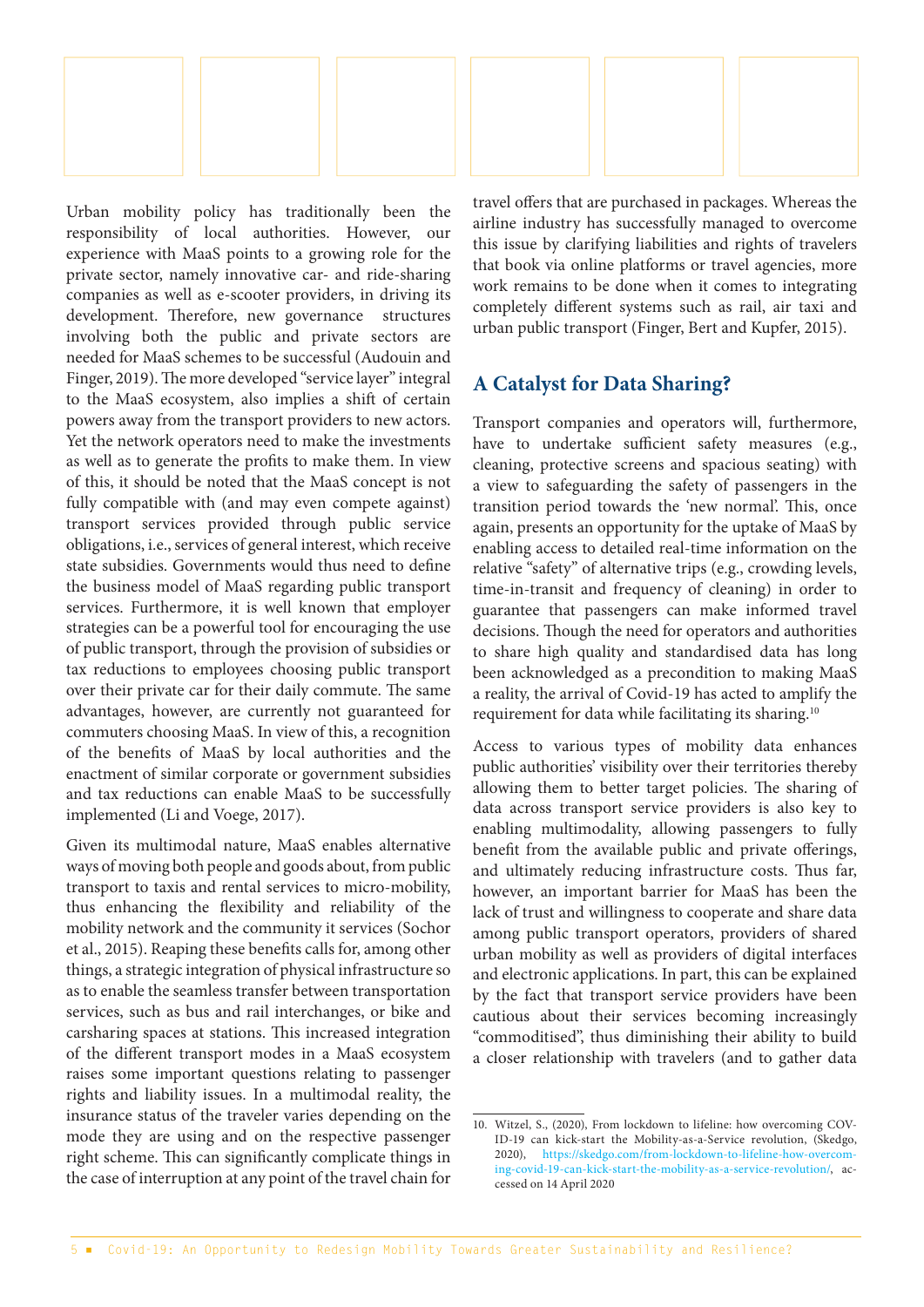Urban mobility policy has traditionally been the responsibility of local authorities. However, our experience with MaaS points to a growing role for the private sector, namely innovative car- and ride-sharing companies as well as e-scooter providers, in driving its development. Therefore, new governance structures involving both the public and private sectors are needed for MaaS schemes to be successful (Audouin and Finger, 2019). The more developed "service layer" integral to the MaaS ecosystem, also implies a shift of certain powers away from the transport providers to new actors. Yet the network operators need to make the investments as well as to generate the profits to make them. In view of this, it should be noted that the MaaS concept is not fully compatible with (and may even compete against) transport services provided through public service obligations, i.e., services of general interest, which receive state subsidies. Governments would thus need to define the business model of MaaS regarding public transport services. Furthermore, it is well known that employer strategies can be a powerful tool for encouraging the use of public transport, through the provision of subsidies or tax reductions to employees choosing public transport over their private car for their daily commute. The same advantages, however, are currently not guaranteed for commuters choosing MaaS. In view of this, a recognition of the benefits of MaaS by local authorities and the enactment of similar corporate or government subsidies and tax reductions can enable MaaS to be successfully implemented (Li and Voege, 2017).

Given its multimodal nature, MaaS enables alternative ways of moving both people and goods about, from public transport to taxis and rental services to micro-mobility, thus enhancing the flexibility and reliability of the mobility network and the community it services (Sochor et al., 2015). Reaping these benefits calls for, among other things, a strategic integration of physical infrastructure so as to enable the seamless transfer between transportation services, such as bus and rail interchanges, or bike and carsharing spaces at stations. This increased integration of the different transport modes in a MaaS ecosystem raises some important questions relating to passenger rights and liability issues. In a multimodal reality, the insurance status of the traveler varies depending on the mode they are using and on the respective passenger right scheme. This can significantly complicate things in the case of interruption at any point of the travel chain for travel offers that are purchased in packages. Whereas the airline industry has successfully managed to overcome this issue by clarifying liabilities and rights of travelers that book via online platforms or travel agencies, more work remains to be done when it comes to integrating completely different systems such as rail, air taxi and urban public transport (Finger, Bert and Kupfer, 2015).

## A Catalyst for Data Sharing?

Transport companies and operators will, furthermore, have to undertake sufficient safety measures (e.g., cleaning, protective screens and spacious seating) with a view to safeguarding the safety of passengers in the transition period towards the 'new normal'. This, once again, presents an opportunity for the uptake of MaaS by enabling access to detailed real-time information on the relative "safety" of alternative trips (e.g., crowding levels, time-in-transit and frequency of cleaning) in order to guarantee that passengers can make informed travel decisions. Though the need for operators and authorities to share high quality and standardised data has long been acknowledged as a precondition to making MaaS a reality, the arrival of Covid-19 has acted to amplify the requirement for data while facilitating its sharing.[10]

Access to various types of mobility data enhances public authorities' visibility over their territories thereby allowing them to better target policies. The sharing of data across transport service providers is also key to enabling multimodality, allowing passengers to fully benefit from the available public and private offerings, and ultimately reducing infrastructure costs. Thus far, however, an important barrier for MaaS has been the lack of trust and willingness to cooperate and share data among public transport operators, providers of shared urban mobility as well as providers of digital interfaces and electronic applications. In part, this can be explained by the fact that transport service providers have been cautious about their services becoming increasingly "commoditised", thus diminishing their ability to build a closer relationship with travelers (and to gather data

10. Witzel, S., (2020), From lockdown to lifeline: how overcoming COVID-19 can kick-start the Mobility-as-a-Service revolution, (Skedgo, 2020), https://skedgo.com/from-lockdown-to-lifeline-how-overcoming-covid-19-can-kick-start-the-mobility-as-a-service-revolution/, accessed on 14 April 2020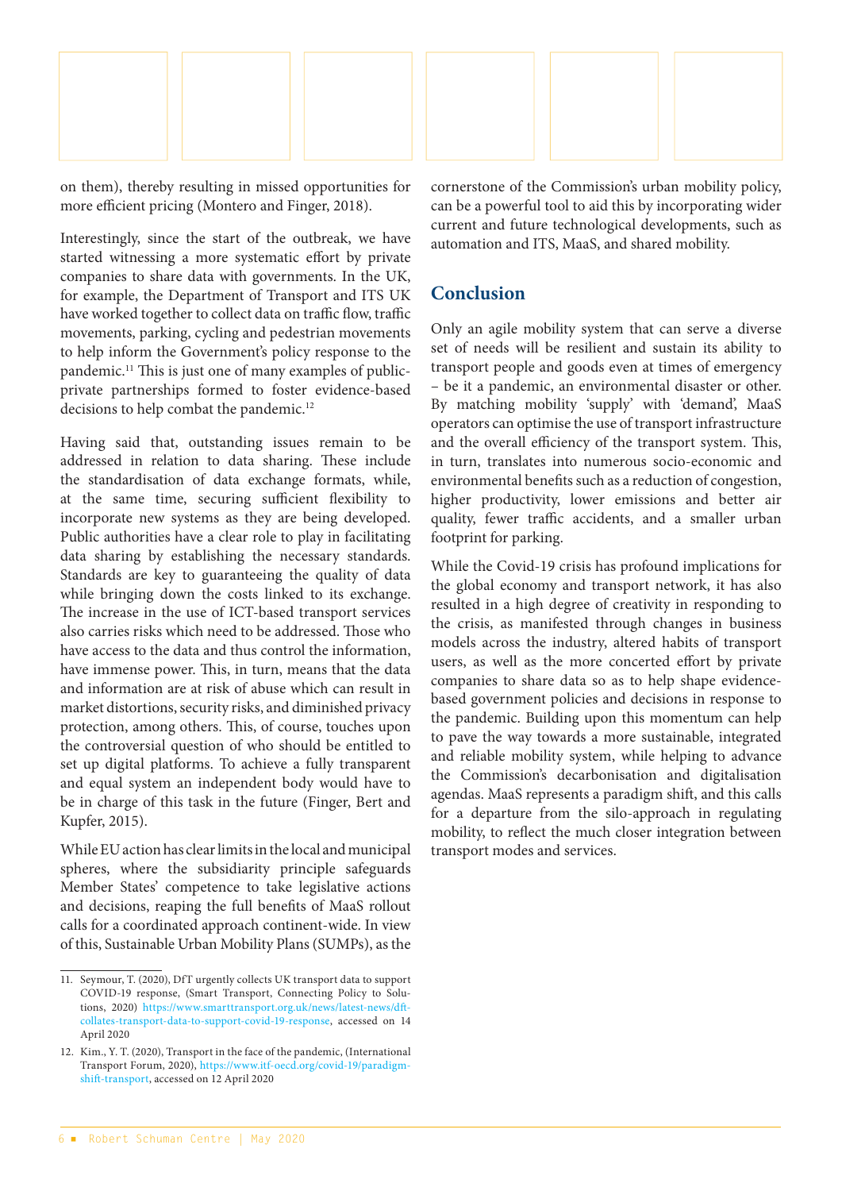on them), thereby resulting in missed opportunities for more efficient pricing (Montero and Finger, 2018).

Interestingly, since the start of the outbreak, we have started witnessing a more systematic effort by private companies to share data with governments. In the UK, for example, the Department of Transport and ITS UK have worked together to collect data on traffic flow, traffic movements, parking, cycling and pedestrian movements to help inform the Government's policy response to the pandemic.[11] This is just one of many examples of public-private partnerships formed to foster evidence-based decisions to help combat the pandemic.[12]

Having said that, outstanding issues remain to be addressed in relation to data sharing. These include the standardisation of data exchange formats, while, at the same time, securing sufficient flexibility to incorporate new systems as they are being developed. Public authorities have a clear role to play in facilitating data sharing by establishing the necessary standards. Standards are key to guaranteeing the quality of data while bringing down the costs linked to its exchange. The increase in the use of ICT-based transport services also carries risks which need to be addressed. Those who have access to the data and thus control the information, have immense power. This, in turn, means that the data and information are at risk of abuse which can result in market distortions, security risks, and diminished privacy protection, among others. This, of course, touches upon the controversial question of who should be entitled to set up digital platforms. To achieve a fully transparent and equal system an independent body would have to be in charge of this task in the future (Finger, Bert and Kupfer, 2015).

While EU action has clear limits in the local and municipal spheres, where the subsidiarity principle safeguards Member States' competence to take legislative actions and decisions, reaping the full benefits of MaaS rollout calls for a coordinated approach continent-wide. In view of this, Sustainable Urban Mobility Plans (SUMPs), as the cornerstone of the Commission's urban mobility policy, can be a powerful tool to aid this by incorporating wider current and future technological developments, such as automation and ITS, MaaS, and shared mobility.

## Conclusion

Only an agile mobility system that can serve a diverse set of needs will be resilient and sustain its ability to transport people and goods even at times of emergency – be it a pandemic, an environmental disaster or other. By matching mobility 'supply' with 'demand', MaaS operators can optimise the use of transport infrastructure and the overall efficiency of the transport system. This, in turn, translates into numerous socio-economic and environmental benefits such as a reduction of congestion, higher productivity, lower emissions and better air quality, fewer traffic accidents, and a smaller urban footprint for parking.

While the Covid-19 crisis has profound implications for the global economy and transport network, it has also resulted in a high degree of creativity in responding to the crisis, as manifested through changes in business models across the industry, altered habits of transport users, as well as the more concerted effort by private companies to share data so as to help shape evidence-based government policies and decisions in response to the pandemic. Building upon this momentum can help to pave the way towards a more sustainable, integrated and reliable mobility system, while helping to advance the Commission's decarbonisation and digitalisation agendas. MaaS represents a paradigm shift, and this calls for a departure from the silo-approach in regulating mobility, to reflect the much closer integration between transport modes and services.

---

11. Seymour, T. (2020), DfT urgently collects UK transport data to support COVID-19 response, (Smart Transport, Connecting Policy to Solutions, 2020) https://www.smarttransport.org.uk/news/latest-news/dft-collates-transport-data-to-support-covid-19-response, accessed on 14 April 2020

12. Kim., Y. T. (2020), Transport in the face of the pandemic, (International Transport Forum, 2020), https://www.itf-oecd.org/covid-19/paradigm-shift-transport, accessed on 12 April 2020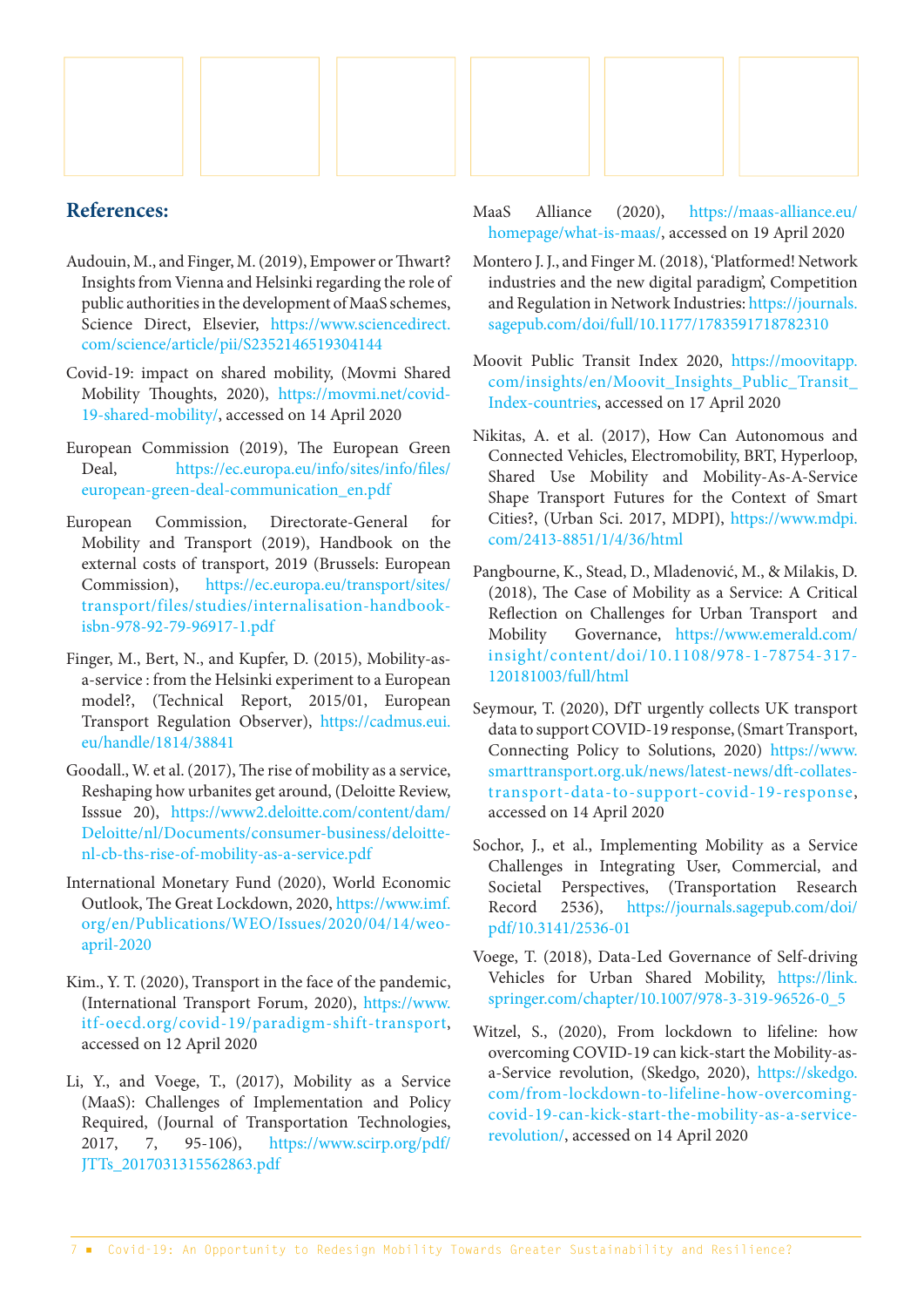## References:

Audouin, M., and Finger, M. (2019), Empower or Thwart? Insights from Vienna and Helsinki regarding the role of public authorities in the development of MaaS schemes, Science Direct, Elsevier, https://www.sciencedirect.com/science/article/pii/S2352146519304144

Covid-19: impact on shared mobility, (Movmi Shared Mobility Thoughts, 2020), https://movmi.net/covid-19-shared-mobility/, accessed on 14 April 2020

European Commission (2019), The European Green Deal, https://ec.europa.eu/info/sites/info/files/european-green-deal-communication_en.pdf

European Commission, Directorate-General for Mobility and Transport (2019), Handbook on the external costs of transport, 2019 (Brussels: European Commission), https://ec.europa.eu/transport/sites/transport/files/studies/internalisation-handbook-isbn-978-92-79-96917-1.pdf

Finger, M., Bert, N., and Kupfer, D. (2015), Mobility-as-a-service : from the Helsinki experiment to a European model?, (Technical Report, 2015/01, European Transport Regulation Observer), https://cadmus.eui.eu/handle/1814/38841

Goodall., W. et al. (2017), The rise of mobility as a service, Reshaping how urbanites get around, (Deloitte Review, Isssue 20), https://www2.deloitte.com/content/dam/Deloitte/nl/Documents/consumer-business/deloitte-nl-cb-ths-rise-of-mobility-as-a-service.pdf

International Monetary Fund (2020), World Economic Outlook, The Great Lockdown, 2020, https://www.imf.org/en/Publications/WEO/Issues/2020/04/14/weo-april-2020

Kim., Y. T. (2020), Transport in the face of the pandemic, (International Transport Forum, 2020), https://www.itf-oecd.org/covid-19/paradigm-shift-transport, accessed on 12 April 2020

Li, Y., and Voege, T., (2017), Mobility as a Service (MaaS): Challenges of Implementation and Policy Required, (Journal of Transportation Technologies, 2017, 7, 95-106), https://www.scirp.org/pdf/JTTs_2017031315562863.pdf

MaaS Alliance (2020), https://maas-alliance.eu/homepage/what-is-maas/, accessed on 19 April 2020

Montero J. J., and Finger M. (2018), 'Platformed! Network industries and the new digital paradigm', Competition and Regulation in Network Industries: https://journals.sagepub.com/doi/full/10.1177/1783591718782310

Moovit Public Transit Index 2020, https://moovitapp.com/insights/en/Moovit_Insights_Public_Transit_Index-countries, accessed on 17 April 2020

Nikitas, A. et al. (2017), How Can Autonomous and Connected Vehicles, Electromobility, BRT, Hyperloop, Shared Use Mobility and Mobility-As-A-Service Shape Transport Futures for the Context of Smart Cities?, (Urban Sci. 2017, MDPI), https://www.mdpi.com/2413-8851/1/4/36/html

Pangbourne, K., Stead, D., Mladenović, M., & Milakis, D. (2018), The Case of Mobility as a Service: A Critical Reflection on Challenges for Urban Transport and Mobility Governance, https://www.emerald.com/insight/content/doi/10.1108/978-1-78754-317-120181003/full/html

Seymour, T. (2020), DfT urgently collects UK transport data to support COVID-19 response, (Smart Transport, Connecting Policy to Solutions, 2020) https://www.smarttransport.org.uk/news/latest-news/dft-collates-transport-data-to-support-covid-19-response, accessed on 14 April 2020

Sochor, J., et al., Implementing Mobility as a Service Challenges in Integrating User, Commercial, and Societal Perspectives, (Transportation Research Record 2536), https://journals.sagepub.com/doi/pdf/10.3141/2536-01

Voege, T. (2018), Data-Led Governance of Self-driving Vehicles for Urban Shared Mobility, https://link.springer.com/chapter/10.1007/978-3-319-96526-0_5

Witzel, S., (2020), From lockdown to lifeline: how overcoming COVID-19 can kick-start the Mobility-as-a-Service revolution, (Skedgo, 2020), https://skedgo.com/from-lockdown-to-lifeline-how-overcoming-covid-19-can-kick-start-the-mobility-as-a-service-revolution/, accessed on 14 April 2020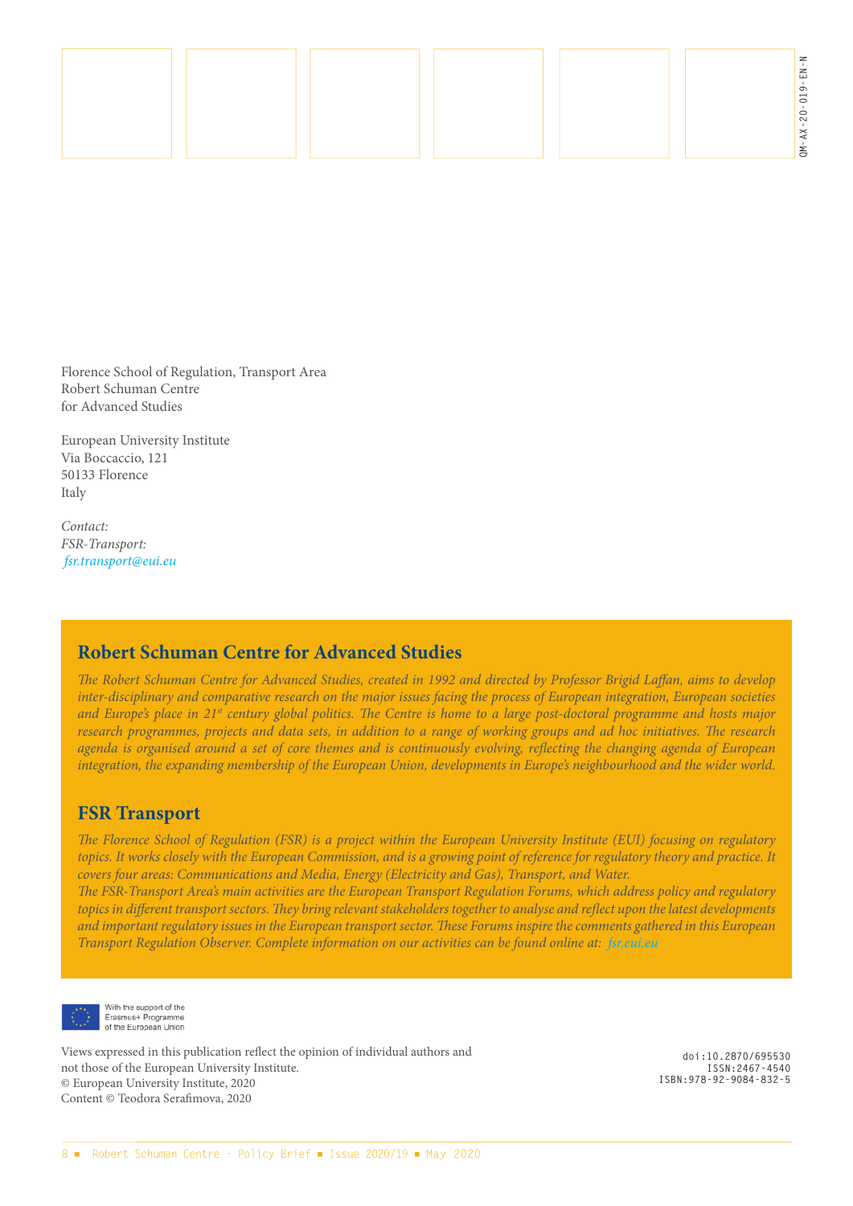QM-AX-20-019-EN-N

Florence School of Regulation, Transport Area
Robert Schuman Centre
for Advanced Studies

European University Institute
Via Boccaccio, 121
50133 Florence
Italy

*Contact:*
*FSR-Transport:*
*fsr.transport@eui.eu*

## Robert Schuman Centre for Advanced Studies

*The Robert Schuman Centre for Advanced Studies, created in 1992 and directed by Professor Brigid Laffan, aims to develop inter-disciplinary and comparative research on the major issues facing the process of European integration, European societies and Europe's place in 21st century global politics. The Centre is home to a large post-doctoral programme and hosts major research programmes, projects and data sets, in addition to a range of working groups and ad hoc initiatives. The research agenda is organised around a set of core themes and is continuously evolving, reflecting the changing agenda of European integration, the expanding membership of the European Union, developments in Europe's neighbourhood and the wider world.*

## FSR Transport

*The Florence School of Regulation (FSR) is a project within the European University Institute (EUI) focusing on regulatory topics. It works closely with the European Commission, and is a growing point of reference for regulatory theory and practice. It covers four areas: Communications and Media, Energy (Electricity and Gas), Transport, and Water.*
*The FSR-Transport Area's main activities are the European Transport Regulation Forums, which address policy and regulatory topics in different transport sectors. They bring relevant stakeholders together to analyse and reflect upon the latest developments and important regulatory issues in the European transport sector. These Forums inspire the comments gathered in this European Transport Regulation Observer. Complete information on our activities can be found online at: fsr.eui.eu*

With the support of the Erasmus+ Programme of the European Union

Views expressed in this publication reflect the opinion of individual authors and not those of the European University Institute.
© European University Institute, 2020
Content © Teodora Serafimova, 2020

doi:10.2870/695530
ISSN:2467-4540
ISBN:978-92-9084-832-5